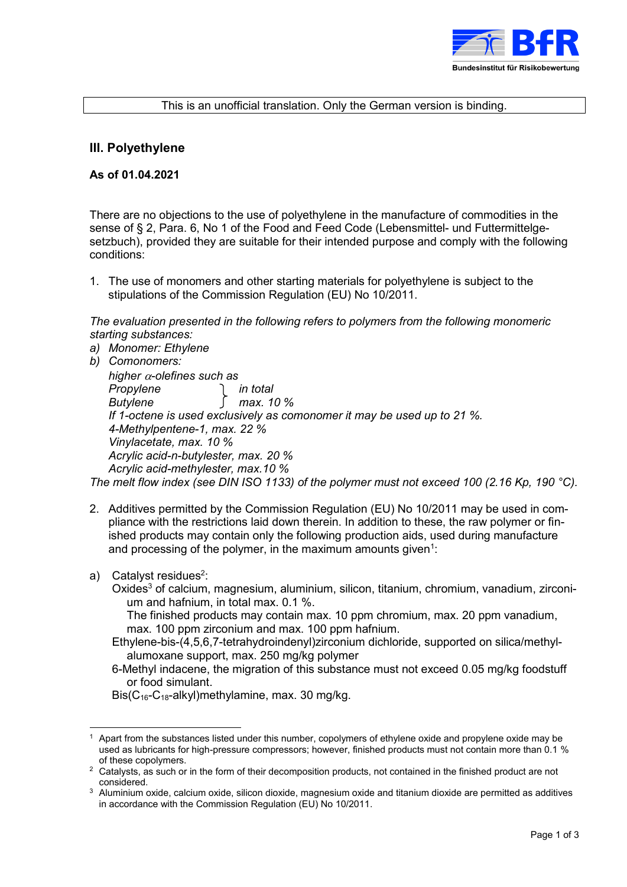This is an unofficial translation. Only the German version is binding.

## III. Polyethylene

**As of 01.04.2021**

There are no objections to the use of polyethylene in the manufacture of commodities in the sense of § 2, Para. 6, No 1 of the Food and Feed Code (Lebensmittel- und Futtermittelgesetzbuch), provided they are suitable for their intended purpose and comply with the following conditions:

1. The use of monomers and other starting materials for polyethylene is subject to the stipulations of the Commission Regulation (EU) No 10/2011.

*The evaluation presented in the following refers to polymers from the following monomeric starting substances:*

*a) Monomer: Ethylene*

*b) Comonomers:*

*higher $\alpha$-olefines such as*
*Propylene, Butylene — in total max. 10 %*
*If 1-octene is used exclusively as comonomer it may be used up to 21 %.*
*4-Methylpentene-1, max. 22 %*
*Vinylacetate, max. 10 %*
*Acrylic acid-n-butylester, max. 20 %*
*Acrylic acid-methylester, max.10 %*

*The melt flow index (see DIN ISO 1133) of the polymer must not exceed 100 (2.16 Kp, 190 °C).*

2. Additives permitted by the Commission Regulation (EU) No 10/2011 may be used in compliance with the restrictions laid down therein. In addition to these, the raw polymer or finished products may contain only the following production aids, used during manufacture and processing of the polymer, in the maximum amounts given[1]:

a) Catalyst residues[2]:

Oxides[3] of calcium, magnesium, aluminium, silicon, titanium, chromium, vanadium, zirconium and hafnium, in total max. 0.1 %.
The finished products may contain max. 10 ppm chromium, max. 20 ppm vanadium, max. 100 ppm zirconium and max. 100 ppm hafnium.

Ethylene-bis-(4,5,6,7-tetrahydroindenyl)zirconium dichloride, supported on silica/methylalumoxane support, max. 250 mg/kg polymer

6-Methyl indacene, the migration of this substance must not exceed 0.05 mg/kg foodstuff or food simulant.

Bis($C_{16}$-$C_{18}$-alkyl)methylamine, max. 30 mg/kg.

---

[1] Apart from the substances listed under this number, copolymers of ethylene oxide and propylene oxide may be used as lubricants for high-pressure compressors; however, finished products must not contain more than 0.1 % of these copolymers.

[2] Catalysts, as such or in the form of their decomposition products, not contained in the finished product are not considered.

[3] Aluminium oxide, calcium oxide, silicon dioxide, magnesium oxide and titanium dioxide are permitted as additives in accordance with the Commission Regulation (EU) No 10/2011.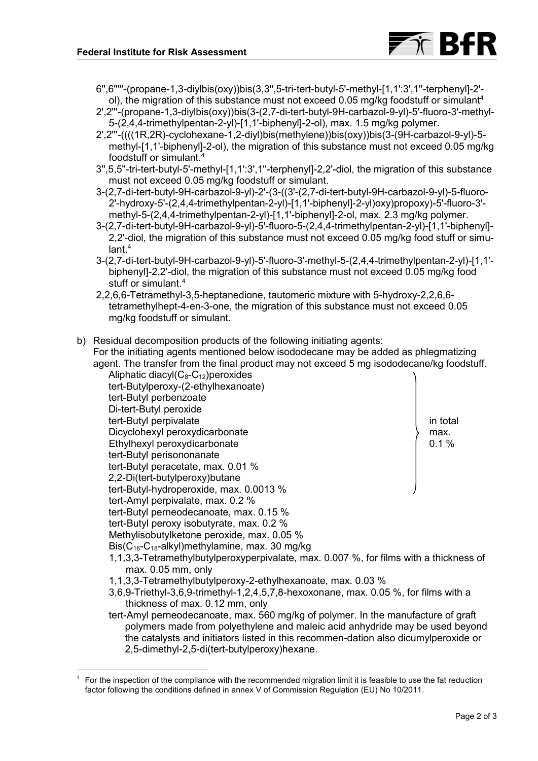- 6'',6''''-(propane-1,3-diylbis(oxy))bis(3,3'',5-tri-tert-butyl-5'-methyl-[1,1':3',1''-terphenyl]-2'-ol), the migration of this substance must not exceed 0.05 mg/kg foodstuff or simulant[4]
- 2',2'''-(propane-1,3-diylbis(oxy))bis(3-(2,7-di-tert-butyl-9H-carbazol-9-yl)-5'-fluoro-3'-methyl-5-(2,4,4-trimethylpentan-2-yl)-[1,1'-biphenyl]-2-ol), max. 1.5 mg/kg polymer.
- 2',2'''-((((1R,2R)-cyclohexane-1,2-diyl)bis(methylene))bis(oxy))bis(3-(9H-carbazol-9-yl)-5-methyl-[1,1'-biphenyl]-2-ol), the migration of this substance must not exceed 0.05 mg/kg foodstuff or simulant.[4]
- 3'',5,5''-tri-tert-butyl-5'-methyl-[1,1':3',1''-terphenyl]-2,2'-diol, the migration of this substance must not exceed 0.05 mg/kg foodstuff or simulant.
- 3-(2,7-di-tert-butyl-9H-carbazol-9-yl)-2'-(3-((3'-(2,7-di-tert-butyl-9H-carbazol-9-yl)-5-fluoro-2'-hydroxy-5'-(2,4,4-trimethylpentan-2-yl)-[1,1'-biphenyl]-2-yl)oxy)propoxy)-5'-fluoro-3'-methyl-5-(2,4,4-trimethylpentan-2-yl)-[1,1'-biphenyl]-2-ol, max. 2.3 mg/kg polymer.
- 3-(2,7-di-tert-butyl-9H-carbazol-9-yl)-5'-fluoro-5-(2,4,4-trimethylpentan-2-yl)-[1,1'-biphenyl]-2,2'-diol, the migration of this substance must not exceed 0.05 mg/kg food stuff or simulant.[4]
- 3-(2,7-di-tert-butyl-9H-carbazol-9-yl)-5'-fluoro-3'-methyl-5-(2,4,4-trimethylpentan-2-yl)-[1,1'-biphenyl]-2,2'-diol, the migration of this substance must not exceed 0.05 mg/kg food stuff or simulant.[4]
- 2,2,6,6-Tetramethyl-3,5-heptanedione, tautomeric mixture with 5-hydroxy-2,2,6,6-tetramethylhept-4-en-3-one, the migration of this substance must not exceed 0.05 mg/kg foodstuff or simulant.

b) Residual decomposition products of the following initiating agents:
For the initiating agents mentioned below isododecane may be added as phlegmatizing agent. The transfer from the final product may not exceed 5 mg isododecane/kg foodstuff.

The following, in total max. 0.1 %:

- Aliphatic diacyl($C_8$-$C_{12}$)peroxides
- tert-Butylperoxy-(2-ethylhexanoate)
- tert-Butyl perbenzoate
- Di-tert-Butyl peroxide
- tert-Butyl perpivalate
- Dicyclohexyl peroxydicarbonate
- Ethylhexyl peroxydicarbonate
- tert-Butyl perisononanate
- tert-Butyl peracetate, max. 0.01 %
- 2,2-Di(tert-butylperoxy)butane
- tert-Butyl-hydroperoxide, max. 0.0013 %

Further initiating agents:

- tert-Amyl perpivalate, max. 0.2 %
- tert-Butyl perneodecanoate, max. 0.15 %
- tert-Butyl peroxy isobutyrate, max. 0.2 %
- Methylisobutylketone peroxide, max. 0.05 %
- Bis($C_{16}$-$C_{18}$-alkyl)methylamine, max. 30 mg/kg
- 1,1,3,3-Tetramethylbutylperoxyperpivalate, max. 0.007 %, for films with a thickness of max. 0.05 mm, only
- 1,1,3,3-Tetramethylbutylperoxy-2-ethylhexanoate, max. 0.03 %
- 3,6,9-Triethyl-3,6,9-trimethyl-1,2,4,5,7,8-hexoxonane, max. 0.05 %, for films with a thickness of max. 0.12 mm, only
- tert-Amyl perneodecanoate, max. 560 mg/kg of polymer. In the manufacture of graft polymers made from polyethylene and maleic acid anhydride may be used beyond the catalysts and initiators listed in this recommen-dation also dicumylperoxide or 2,5-dimethyl-2,5-di(tert-butylperoxy)hexane.

---

[4] For the inspection of the compliance with the recommended migration limit it is feasible to use the fat reduction factor following the conditions defined in annex V of Commission Regulation (EU) No 10/2011.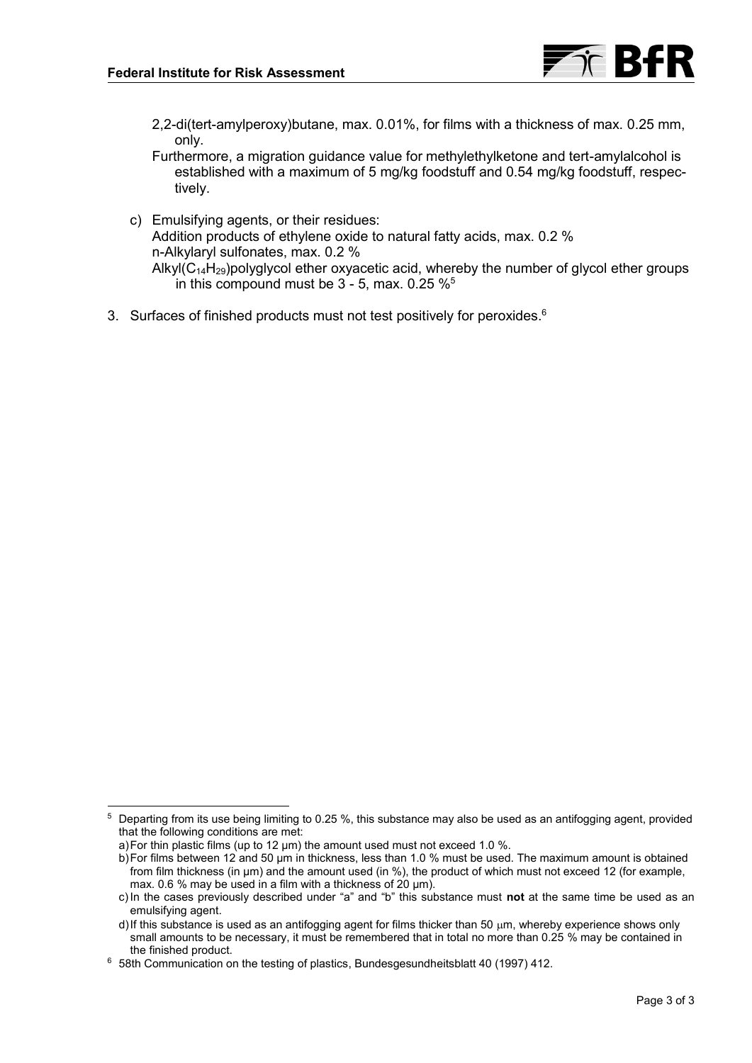2,2-di(tert-amylperoxy)butane, max. 0.01%, for films with a thickness of max. 0.25 mm, only.

Furthermore, a migration guidance value for methylethylketone and tert-amylalcohol is established with a maximum of 5 mg/kg foodstuff and 0.54 mg/kg foodstuff, respectively.

c) Emulsifying agents, or their residues:
   Addition products of ethylene oxide to natural fatty acids, max. 0.2 %
   n-Alkylaryl sulfonates, max. 0.2 %
   Alkyl($C_{14}H_{29}$)polyglycol ether oxyacetic acid, whereby the number of glycol ether groups in this compound must be 3 - 5, max. 0.25 %[5]

3. Surfaces of finished products must not test positively for peroxides.[6]

---

[5] Departing from its use being limiting to 0.25 %, this substance may also be used as an antifogging agent, provided that the following conditions are met:

a) For thin plastic films (up to 12 µm) the amount used must not exceed 1.0 %.

b) For films between 12 and 50 µm in thickness, less than 1.0 % must be used. The maximum amount is obtained from film thickness (in µm) and the amount used (in %), the product of which must not exceed 12 (for example, max. 0.6 % may be used in a film with a thickness of 20 µm).

c) In the cases previously described under “a” and “b” this substance must **not** at the same time be used as an emulsifying agent.

d) If this substance is used as an antifogging agent for films thicker than 50 µm, whereby experience shows only small amounts to be necessary, it must be remembered that in total no more than 0.25 % may be contained in the finished product.

[6] 58th Communication on the testing of plastics, Bundesgesundheitsblatt 40 (1997) 412.